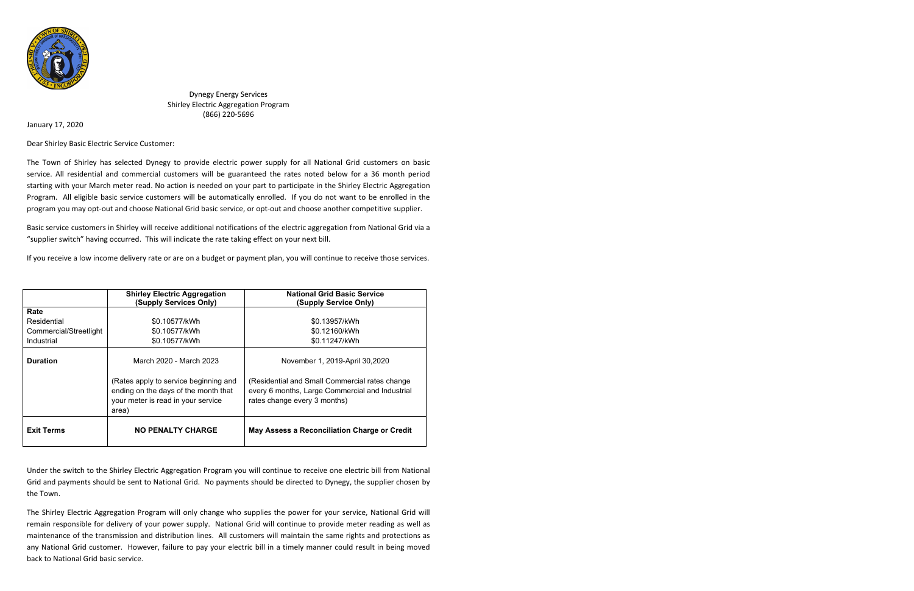Dynegy Energy Services
Shirley Electric Aggregation Program
(866) 220-5696

January 17, 2020

Dear Shirley Basic Electric Service Customer:

The Town of Shirley has selected Dynegy to provide electric power supply for all National Grid customers on basic service. All residential and commercial customers will be guaranteed the rates noted below for a 36 month period starting with your March meter read. No action is needed on your part to participate in the Shirley Electric Aggregation Program. All eligible basic service customers will be automatically enrolled. If you do not want to be enrolled in the program you may opt-out and choose National Grid basic service, or opt-out and choose another competitive supplier.

Basic service customers in Shirley will receive additional notifications of the electric aggregation from National Grid via a "supplier switch" having occurred. This will indicate the rate taking effect on your next bill.

If you receive a low income delivery rate or are on a budget or payment plan, you will continue to receive those services.

| | **Shirley Electric Aggregation (Supply Services Only)** | **National Grid Basic Service (Supply Service Only)** |
|---|---|---|
| **Rate** | | |
| Residential | \$0.10577/kWh | \$0.13957/kWh |
| Commercial/Streetlight | \$0.10577/kWh | \$0.12160/kWh |
| Industrial | \$0.10577/kWh | \$0.11247/kWh |
| **Duration** | March 2020 - March 2023 | November 1, 2019-April 30,2020 |
| | (Rates apply to service beginning and ending on the days of the month that your meter is read in your service area) | (Residential and Small Commercial rates change every 6 months, Large Commercial and Industrial rates change every 3 months) |
| **Exit Terms** | **NO PENALTY CHARGE** | **May Assess a Reconciliation Charge or Credit** |

Under the switch to the Shirley Electric Aggregation Program you will continue to receive one electric bill from National Grid and payments should be sent to National Grid. No payments should be directed to Dynegy, the supplier chosen by the Town.

The Shirley Electric Aggregation Program will only change who supplies the power for your service, National Grid will remain responsible for delivery of your power supply. National Grid will continue to provide meter reading as well as maintenance of the transmission and distribution lines. All customers will maintain the same rights and protections as any National Grid customer. However, failure to pay your electric bill in a timely manner could result in being moved back to National Grid basic service.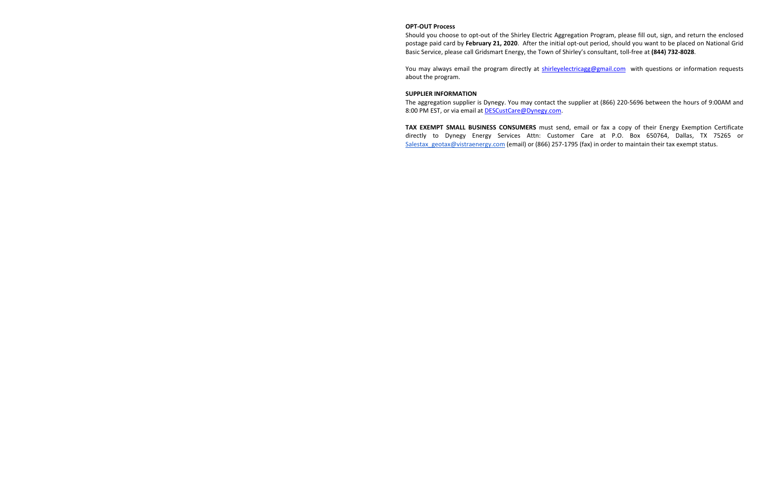**OPT-OUT Process**

Should you choose to opt-out of the Shirley Electric Aggregation Program, please fill out, sign, and return the enclosed postage paid card by **February 21, 2020**. After the initial opt-out period, should you want to be placed on National Grid Basic Service, please call Gridsmart Energy, the Town of Shirley's consultant, toll-free at **(844) 732-8028**.

You may always email the program directly at shirleyelectricagg@gmail.com with questions or information requests about the program.

**SUPPLIER INFORMATION**

The aggregation supplier is Dynegy. You may contact the supplier at (866) 220-5696 between the hours of 9:00AM and 8:00 PM EST, or via email at DESCustCare@Dynegy.com.

**TAX EXEMPT SMALL BUSINESS CONSUMERS** must send, email or fax a copy of their Energy Exemption Certificate directly to Dynegy Energy Services Attn: Customer Care at P.O. Box 650764, Dallas, TX 75265 or Salestax_geotax@vistraenergy.com (email) or (866) 257-1795 (fax) in order to maintain their tax exempt status.